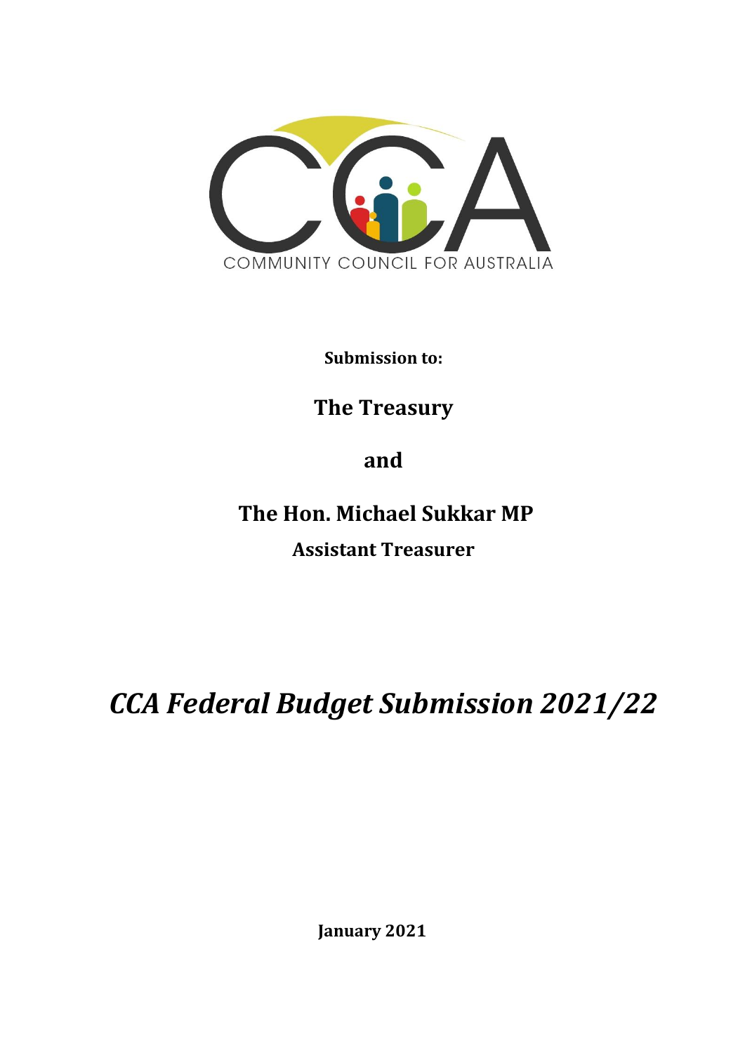COMMUNITY COUNCIL FOR AUSTRALIA

**Submission to:**

**The Treasury**

**and**

**The Hon. Michael Sukkar MP**

**Assistant Treasurer**

# *CCA Federal Budget Submission 2021/22*

**January 2021**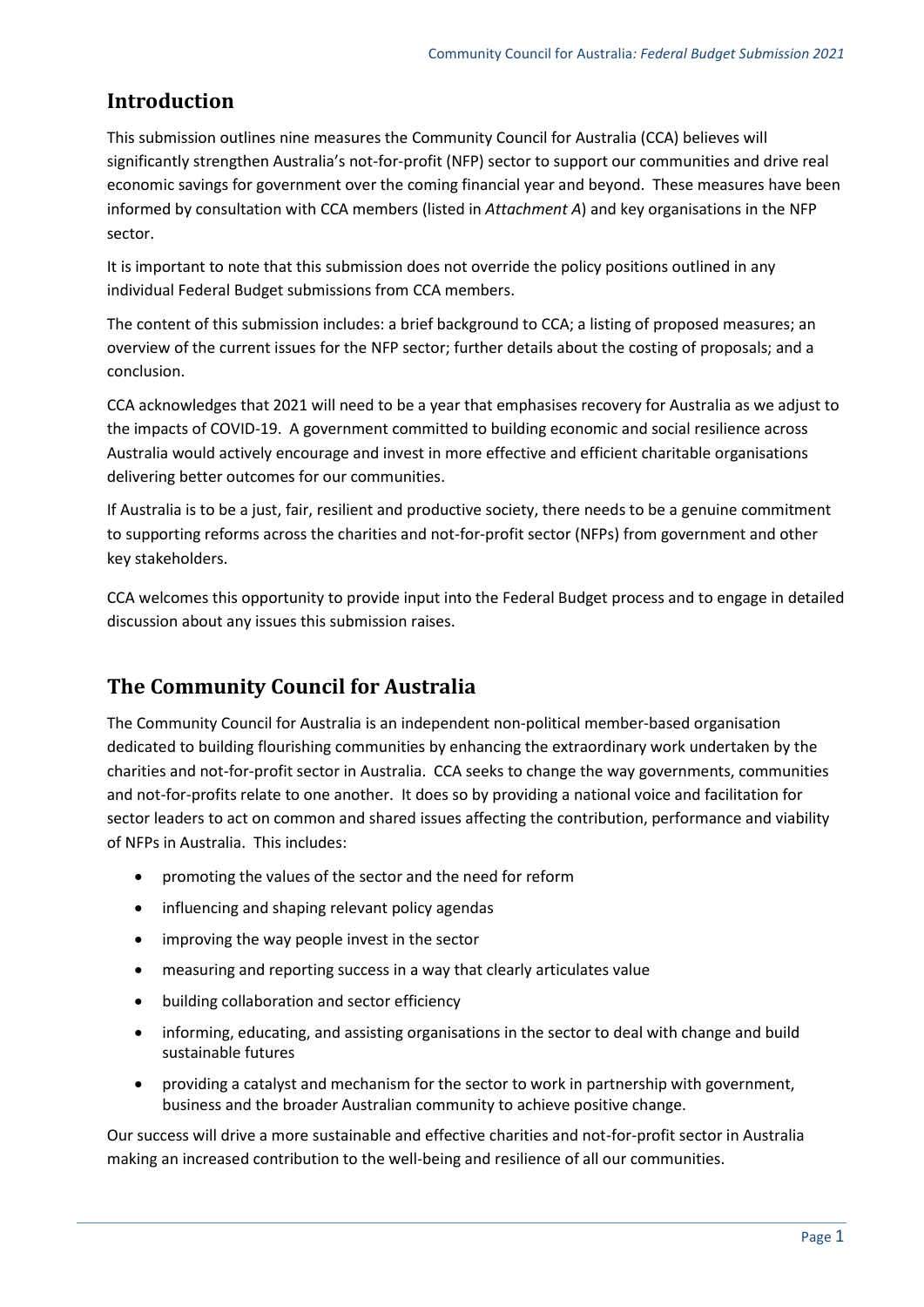## Introduction

This submission outlines nine measures the Community Council for Australia (CCA) believes will significantly strengthen Australia's not-for-profit (NFP) sector to support our communities and drive real economic savings for government over the coming financial year and beyond. These measures have been informed by consultation with CCA members (listed in *Attachment A*) and key organisations in the NFP sector.

It is important to note that this submission does not override the policy positions outlined in any individual Federal Budget submissions from CCA members.

The content of this submission includes: a brief background to CCA; a listing of proposed measures; an overview of the current issues for the NFP sector; further details about the costing of proposals; and a conclusion.

CCA acknowledges that 2021 will need to be a year that emphasises recovery for Australia as we adjust to the impacts of COVID-19. A government committed to building economic and social resilience across Australia would actively encourage and invest in more effective and efficient charitable organisations delivering better outcomes for our communities.

If Australia is to be a just, fair, resilient and productive society, there needs to be a genuine commitment to supporting reforms across the charities and not-for-profit sector (NFPs) from government and other key stakeholders.

CCA welcomes this opportunity to provide input into the Federal Budget process and to engage in detailed discussion about any issues this submission raises.

## The Community Council for Australia

The Community Council for Australia is an independent non-political member-based organisation dedicated to building flourishing communities by enhancing the extraordinary work undertaken by the charities and not-for-profit sector in Australia. CCA seeks to change the way governments, communities and not-for-profits relate to one another. It does so by providing a national voice and facilitation for sector leaders to act on common and shared issues affecting the contribution, performance and viability of NFPs in Australia. This includes:

- promoting the values of the sector and the need for reform
- influencing and shaping relevant policy agendas
- improving the way people invest in the sector
- measuring and reporting success in a way that clearly articulates value
- building collaboration and sector efficiency
- informing, educating, and assisting organisations in the sector to deal with change and build sustainable futures
- providing a catalyst and mechanism for the sector to work in partnership with government, business and the broader Australian community to achieve positive change.

Our success will drive a more sustainable and effective charities and not-for-profit sector in Australia making an increased contribution to the well-being and resilience of all our communities.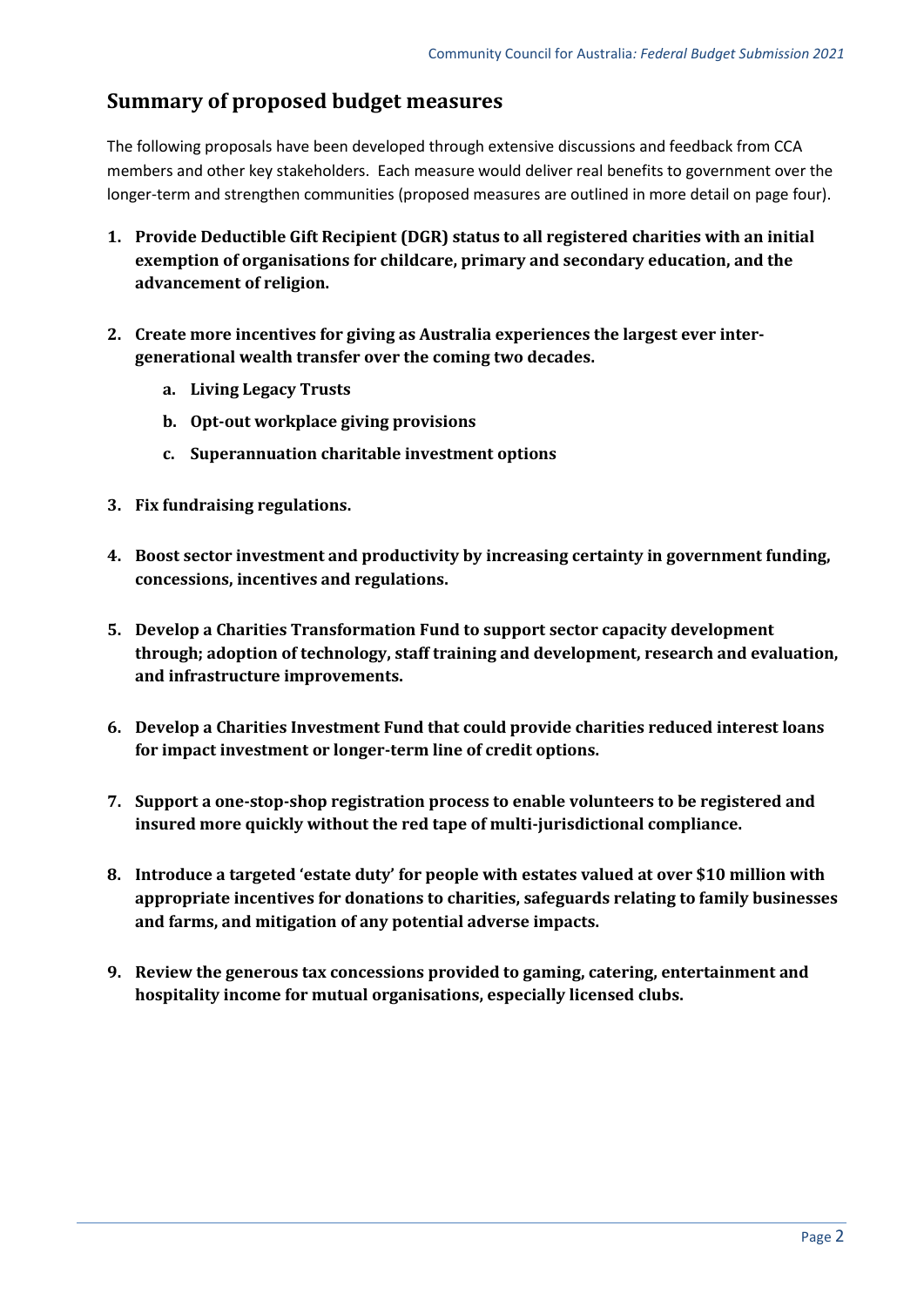## Summary of proposed budget measures

The following proposals have been developed through extensive discussions and feedback from CCA members and other key stakeholders. Each measure would deliver real benefits to government over the longer-term and strengthen communities (proposed measures are outlined in more detail on page four).

1. **Provide Deductible Gift Recipient (DGR) status to all registered charities with an initial exemption of organisations for childcare, primary and secondary education, and the advancement of religion.**

2. **Create more incentives for giving as Australia experiences the largest ever inter-generational wealth transfer over the coming two decades.**
    a. **Living Legacy Trusts**
    b. **Opt-out workplace giving provisions**
    c. **Superannuation charitable investment options**

3. **Fix fundraising regulations.**

4. **Boost sector investment and productivity by increasing certainty in government funding, concessions, incentives and regulations.**

5. **Develop a Charities Transformation Fund to support sector capacity development through; adoption of technology, staff training and development, research and evaluation, and infrastructure improvements.**

6. **Develop a Charities Investment Fund that could provide charities reduced interest loans for impact investment or longer-term line of credit options.**

7. **Support a one-stop-shop registration process to enable volunteers to be registered and insured more quickly without the red tape of multi-jurisdictional compliance.**

8. **Introduce a targeted 'estate duty' for people with estates valued at over $10 million with appropriate incentives for donations to charities, safeguards relating to family businesses and farms, and mitigation of any potential adverse impacts.**

9. **Review the generous tax concessions provided to gaming, catering, entertainment and hospitality income for mutual organisations, especially licensed clubs.**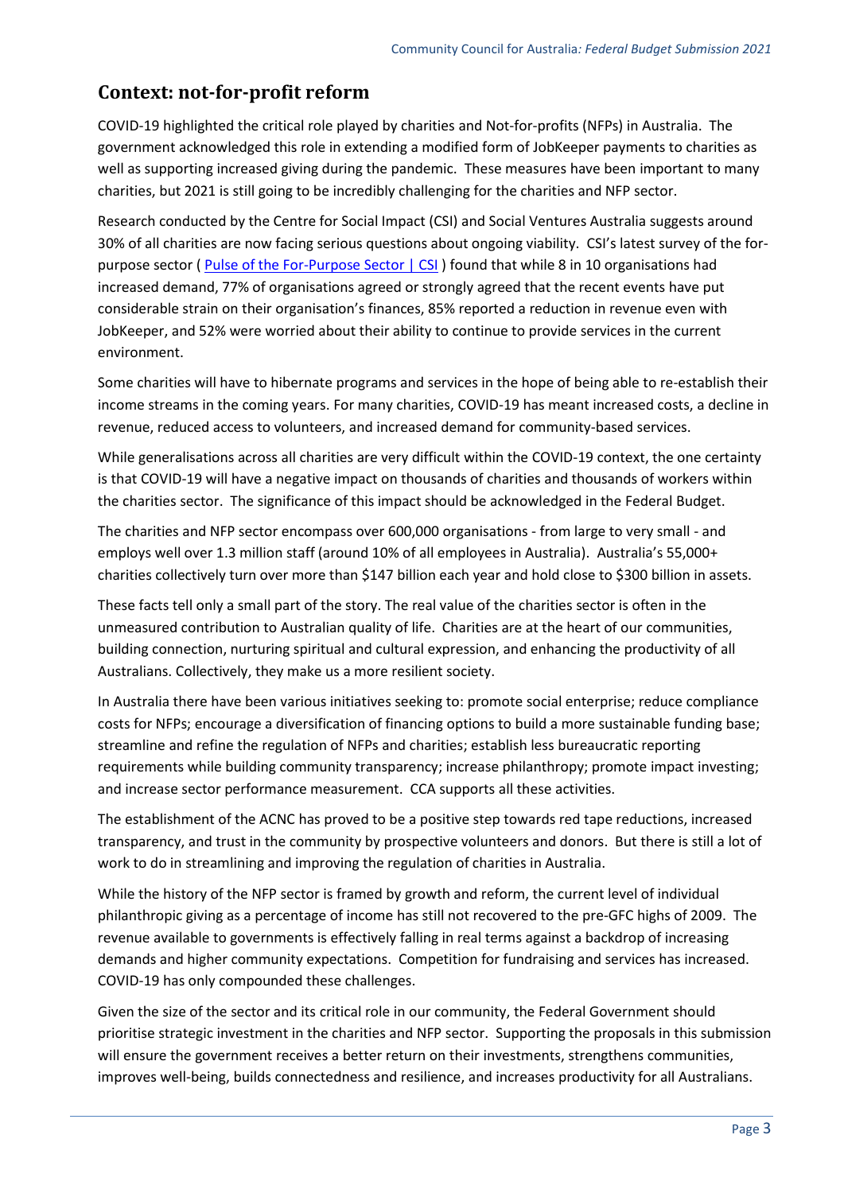## Context: not-for-profit reform

COVID-19 highlighted the critical role played by charities and Not-for-profits (NFPs) in Australia. The government acknowledged this role in extending a modified form of JobKeeper payments to charities as well as supporting increased giving during the pandemic. These measures have been important to many charities, but 2021 is still going to be incredibly challenging for the charities and NFP sector.

Research conducted by the Centre for Social Impact (CSI) and Social Ventures Australia suggests around 30% of all charities are now facing serious questions about ongoing viability. CSI's latest survey of the for-purpose sector ( [Pulse of the For-Purpose Sector | CSI] ) found that while 8 in 10 organisations had increased demand, 77% of organisations agreed or strongly agreed that the recent events have put considerable strain on their organisation's finances, 85% reported a reduction in revenue even with JobKeeper, and 52% were worried about their ability to continue to provide services in the current environment.

Some charities will have to hibernate programs and services in the hope of being able to re-establish their income streams in the coming years. For many charities, COVID-19 has meant increased costs, a decline in revenue, reduced access to volunteers, and increased demand for community-based services.

While generalisations across all charities are very difficult within the COVID-19 context, the one certainty is that COVID-19 will have a negative impact on thousands of charities and thousands of workers within the charities sector. The significance of this impact should be acknowledged in the Federal Budget.

The charities and NFP sector encompass over 600,000 organisations - from large to very small - and employs well over 1.3 million staff (around 10% of all employees in Australia). Australia's 55,000+ charities collectively turn over more than $147 billion each year and hold close to $300 billion in assets.

These facts tell only a small part of the story. The real value of the charities sector is often in the unmeasured contribution to Australian quality of life. Charities are at the heart of our communities, building connection, nurturing spiritual and cultural expression, and enhancing the productivity of all Australians. Collectively, they make us a more resilient society.

In Australia there have been various initiatives seeking to: promote social enterprise; reduce compliance costs for NFPs; encourage a diversification of financing options to build a more sustainable funding base; streamline and refine the regulation of NFPs and charities; establish less bureaucratic reporting requirements while building community transparency; increase philanthropy; promote impact investing; and increase sector performance measurement. CCA supports all these activities.

The establishment of the ACNC has proved to be a positive step towards red tape reductions, increased transparency, and trust in the community by prospective volunteers and donors. But there is still a lot of work to do in streamlining and improving the regulation of charities in Australia.

While the history of the NFP sector is framed by growth and reform, the current level of individual philanthropic giving as a percentage of income has still not recovered to the pre-GFC highs of 2009. The revenue available to governments is effectively falling in real terms against a backdrop of increasing demands and higher community expectations. Competition for fundraising and services has increased. COVID-19 has only compounded these challenges.

Given the size of the sector and its critical role in our community, the Federal Government should prioritise strategic investment in the charities and NFP sector. Supporting the proposals in this submission will ensure the government receives a better return on their investments, strengthens communities, improves well-being, builds connectedness and resilience, and increases productivity for all Australians.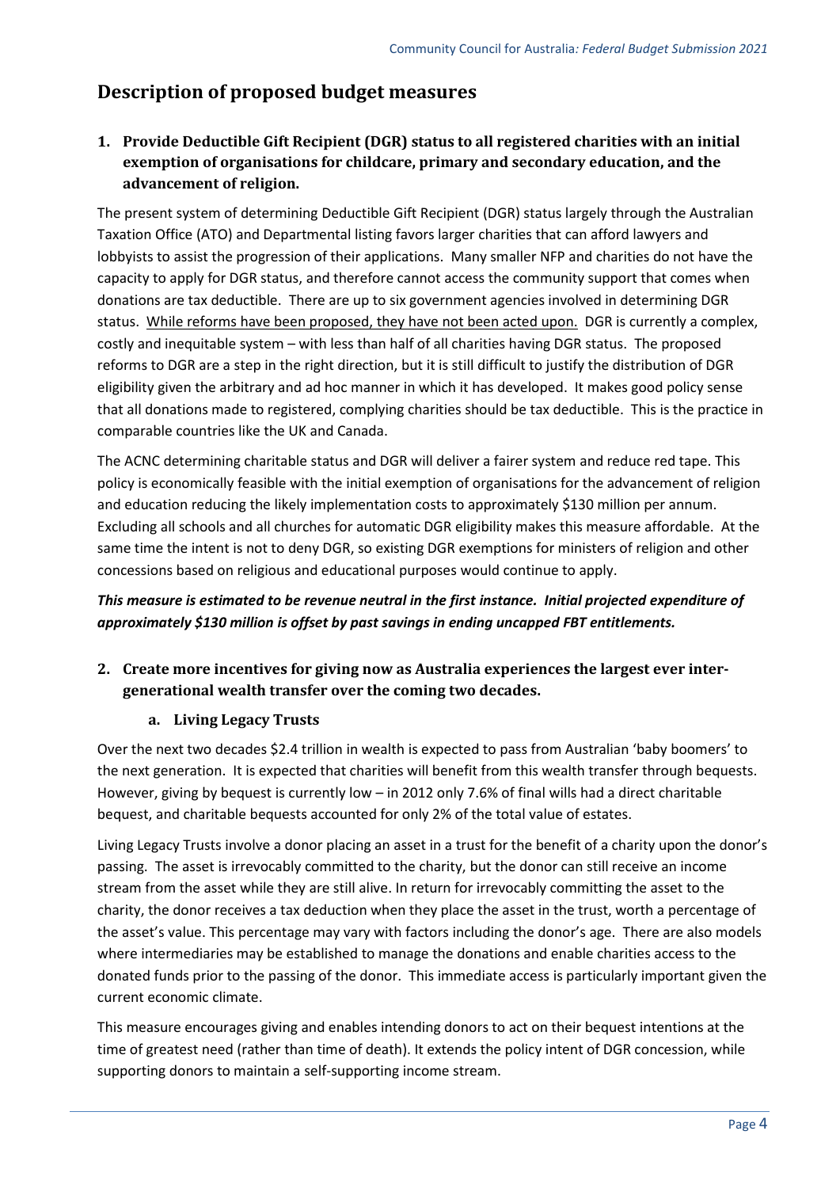## Description of proposed budget measures

### 1. Provide Deductible Gift Recipient (DGR) status to all registered charities with an initial exemption of organisations for childcare, primary and secondary education, and the advancement of religion.

The present system of determining Deductible Gift Recipient (DGR) status largely through the Australian Taxation Office (ATO) and Departmental listing favors larger charities that can afford lawyers and lobbyists to assist the progression of their applications. Many smaller NFP and charities do not have the capacity to apply for DGR status, and therefore cannot access the community support that comes when donations are tax deductible. There are up to six government agencies involved in determining DGR status. <u>While reforms have been proposed, they have not been acted upon.</u> DGR is currently a complex, costly and inequitable system – with less than half of all charities having DGR status. The proposed reforms to DGR are a step in the right direction, but it is still difficult to justify the distribution of DGR eligibility given the arbitrary and ad hoc manner in which it has developed. It makes good policy sense that all donations made to registered, complying charities should be tax deductible. This is the practice in comparable countries like the UK and Canada.

The ACNC determining charitable status and DGR will deliver a fairer system and reduce red tape. This policy is economically feasible with the initial exemption of organisations for the advancement of religion and education reducing the likely implementation costs to approximately $130 million per annum. Excluding all schools and all churches for automatic DGR eligibility makes this measure affordable. At the same time the intent is not to deny DGR, so existing DGR exemptions for ministers of religion and other concessions based on religious and educational purposes would continue to apply.

***This measure is estimated to be revenue neutral in the first instance. Initial projected expenditure of approximately $130 million is offset by past savings in ending uncapped FBT entitlements.***

### 2. Create more incentives for giving now as Australia experiences the largest ever inter-generational wealth transfer over the coming two decades.

#### a. Living Legacy Trusts

Over the next two decades $2.4 trillion in wealth is expected to pass from Australian 'baby boomers' to the next generation. It is expected that charities will benefit from this wealth transfer through bequests. However, giving by bequest is currently low – in 2012 only 7.6% of final wills had a direct charitable bequest, and charitable bequests accounted for only 2% of the total value of estates.

Living Legacy Trusts involve a donor placing an asset in a trust for the benefit of a charity upon the donor's passing. The asset is irrevocably committed to the charity, but the donor can still receive an income stream from the asset while they are still alive. In return for irrevocably committing the asset to the charity, the donor receives a tax deduction when they place the asset in the trust, worth a percentage of the asset's value. This percentage may vary with factors including the donor's age. There are also models where intermediaries may be established to manage the donations and enable charities access to the donated funds prior to the passing of the donor. This immediate access is particularly important given the current economic climate.

This measure encourages giving and enables intending donors to act on their bequest intentions at the time of greatest need (rather than time of death). It extends the policy intent of DGR concession, while supporting donors to maintain a self-supporting income stream.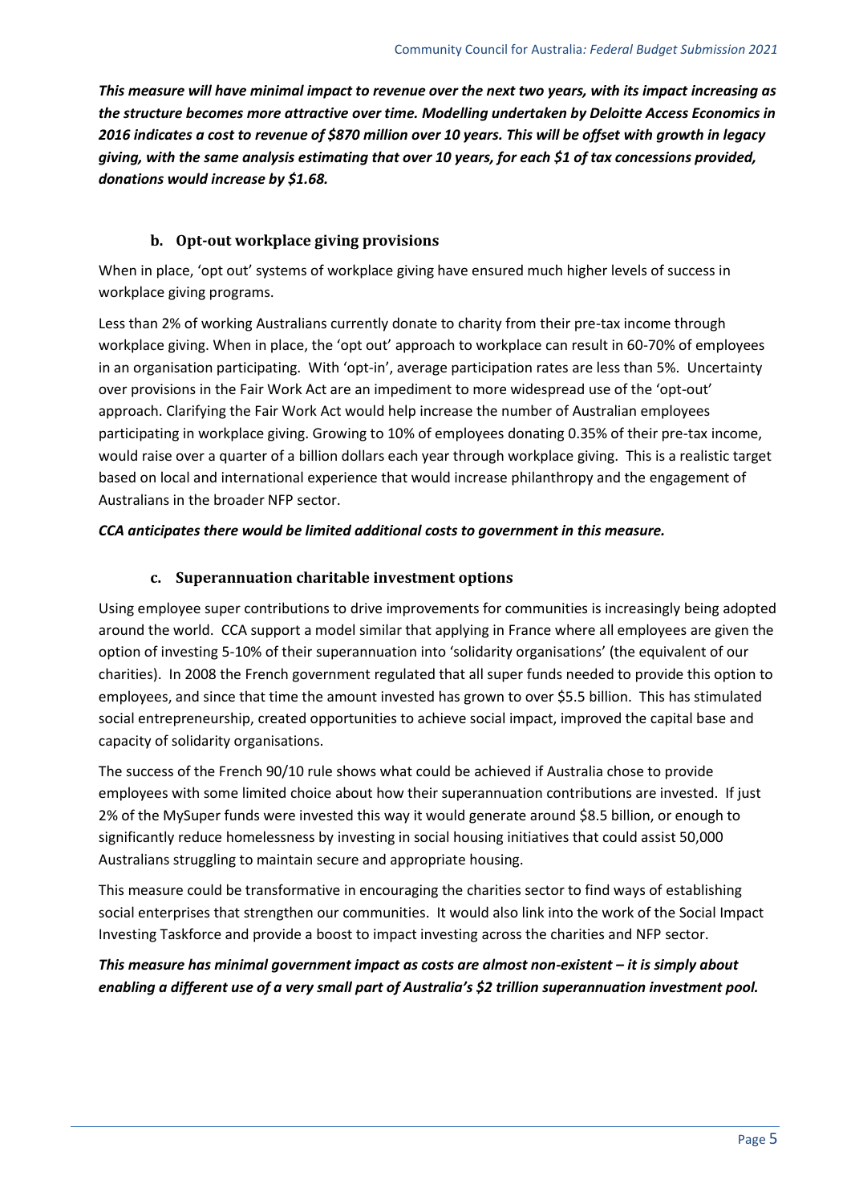***This measure will have minimal impact to revenue over the next two years, with its impact increasing as the structure becomes more attractive over time. Modelling undertaken by Deloitte Access Economics in 2016 indicates a cost to revenue of $870 million over 10 years. This will be offset with growth in legacy giving, with the same analysis estimating that over 10 years, for each $1 of tax concessions provided, donations would increase by $1.68.***

### b. Opt-out workplace giving provisions

When in place, 'opt out' systems of workplace giving have ensured much higher levels of success in workplace giving programs.

Less than 2% of working Australians currently donate to charity from their pre-tax income through workplace giving. When in place, the 'opt out' approach to workplace can result in 60-70% of employees in an organisation participating. With 'opt-in', average participation rates are less than 5%. Uncertainty over provisions in the Fair Work Act are an impediment to more widespread use of the 'opt-out' approach. Clarifying the Fair Work Act would help increase the number of Australian employees participating in workplace giving. Growing to 10% of employees donating 0.35% of their pre-tax income, would raise over a quarter of a billion dollars each year through workplace giving. This is a realistic target based on local and international experience that would increase philanthropy and the engagement of Australians in the broader NFP sector.

***CCA anticipates there would be limited additional costs to government in this measure.***

### c. Superannuation charitable investment options

Using employee super contributions to drive improvements for communities is increasingly being adopted around the world. CCA support a model similar that applying in France where all employees are given the option of investing 5-10% of their superannuation into 'solidarity organisations' (the equivalent of our charities). In 2008 the French government regulated that all super funds needed to provide this option to employees, and since that time the amount invested has grown to over $5.5 billion. This has stimulated social entrepreneurship, created opportunities to achieve social impact, improved the capital base and capacity of solidarity organisations.

The success of the French 90/10 rule shows what could be achieved if Australia chose to provide employees with some limited choice about how their superannuation contributions are invested. If just 2% of the MySuper funds were invested this way it would generate around $8.5 billion, or enough to significantly reduce homelessness by investing in social housing initiatives that could assist 50,000 Australians struggling to maintain secure and appropriate housing.

This measure could be transformative in encouraging the charities sector to find ways of establishing social enterprises that strengthen our communities. It would also link into the work of the Social Impact Investing Taskforce and provide a boost to impact investing across the charities and NFP sector.

***This measure has minimal government impact as costs are almost non-existent – it is simply about enabling a different use of a very small part of Australia's $2 trillion superannuation investment pool.***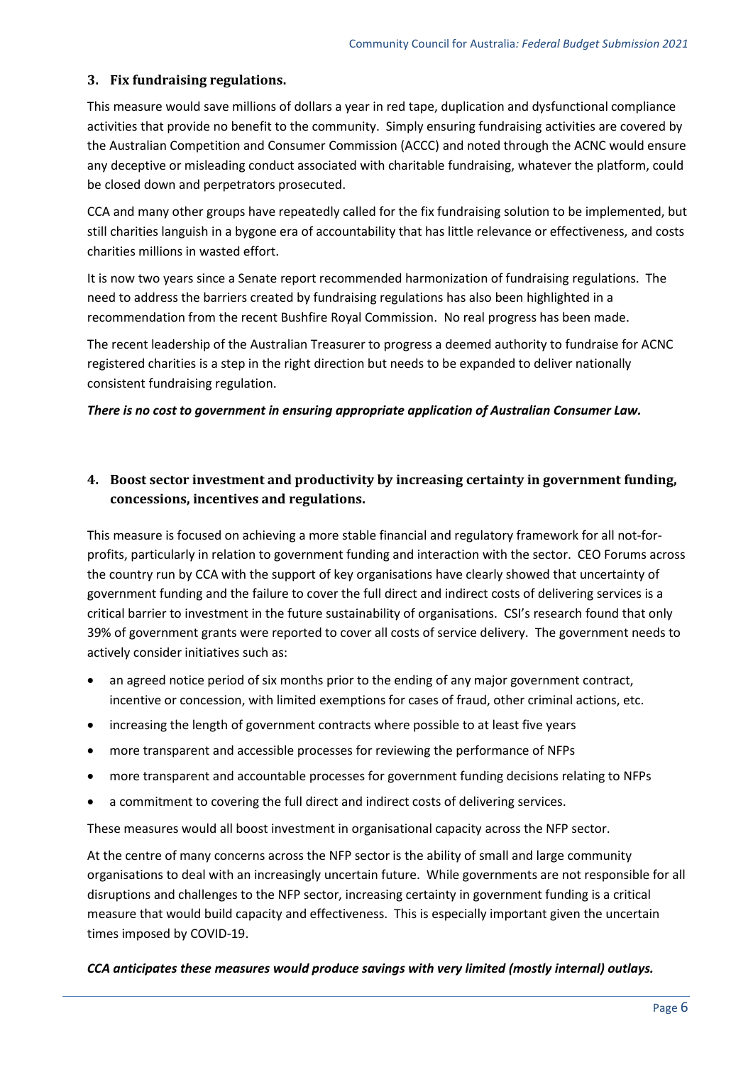### 3. Fix fundraising regulations.

This measure would save millions of dollars a year in red tape, duplication and dysfunctional compliance activities that provide no benefit to the community. Simply ensuring fundraising activities are covered by the Australian Competition and Consumer Commission (ACCC) and noted through the ACNC would ensure any deceptive or misleading conduct associated with charitable fundraising, whatever the platform, could be closed down and perpetrators prosecuted.

CCA and many other groups have repeatedly called for the fix fundraising solution to be implemented, but still charities languish in a bygone era of accountability that has little relevance or effectiveness, and costs charities millions in wasted effort.

It is now two years since a Senate report recommended harmonization of fundraising regulations. The need to address the barriers created by fundraising regulations has also been highlighted in a recommendation from the recent Bushfire Royal Commission. No real progress has been made.

The recent leadership of the Australian Treasurer to progress a deemed authority to fundraise for ACNC registered charities is a step in the right direction but needs to be expanded to deliver nationally consistent fundraising regulation.

***There is no cost to government in ensuring appropriate application of Australian Consumer Law.***

### 4. Boost sector investment and productivity by increasing certainty in government funding, concessions, incentives and regulations.

This measure is focused on achieving a more stable financial and regulatory framework for all not-for-profits, particularly in relation to government funding and interaction with the sector. CEO Forums across the country run by CCA with the support of key organisations have clearly showed that uncertainty of government funding and the failure to cover the full direct and indirect costs of delivering services is a critical barrier to investment in the future sustainability of organisations. CSI's research found that only 39% of government grants were reported to cover all costs of service delivery. The government needs to actively consider initiatives such as:

- an agreed notice period of six months prior to the ending of any major government contract, incentive or concession, with limited exemptions for cases of fraud, other criminal actions, etc.
- increasing the length of government contracts where possible to at least five years
- more transparent and accessible processes for reviewing the performance of NFPs
- more transparent and accountable processes for government funding decisions relating to NFPs
- a commitment to covering the full direct and indirect costs of delivering services.

These measures would all boost investment in organisational capacity across the NFP sector.

At the centre of many concerns across the NFP sector is the ability of small and large community organisations to deal with an increasingly uncertain future. While governments are not responsible for all disruptions and challenges to the NFP sector, increasing certainty in government funding is a critical measure that would build capacity and effectiveness. This is especially important given the uncertain times imposed by COVID-19.

***CCA anticipates these measures would produce savings with very limited (mostly internal) outlays.***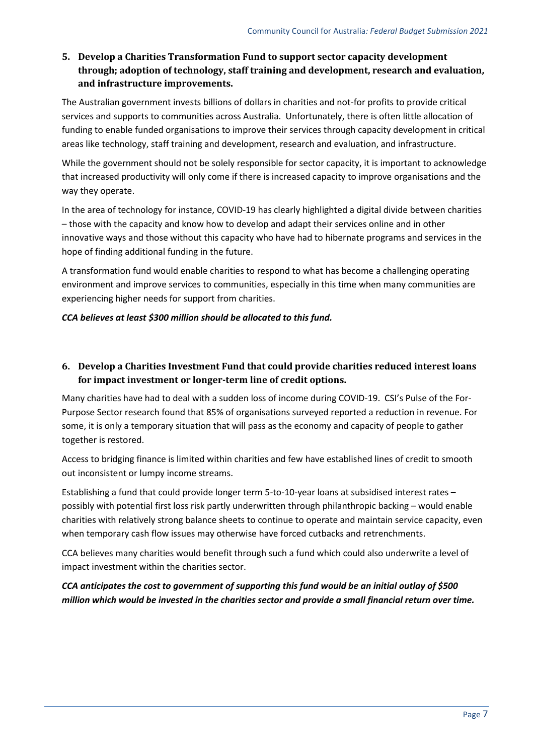## 5. Develop a Charities Transformation Fund to support sector capacity development through; adoption of technology, staff training and development, research and evaluation, and infrastructure improvements.

The Australian government invests billions of dollars in charities and not-for profits to provide critical services and supports to communities across Australia. Unfortunately, there is often little allocation of funding to enable funded organisations to improve their services through capacity development in critical areas like technology, staff training and development, research and evaluation, and infrastructure.

While the government should not be solely responsible for sector capacity, it is important to acknowledge that increased productivity will only come if there is increased capacity to improve organisations and the way they operate.

In the area of technology for instance, COVID-19 has clearly highlighted a digital divide between charities – those with the capacity and know how to develop and adapt their services online and in other innovative ways and those without this capacity who have had to hibernate programs and services in the hope of finding additional funding in the future.

A transformation fund would enable charities to respond to what has become a challenging operating environment and improve services to communities, especially in this time when many communities are experiencing higher needs for support from charities.

***CCA believes at least $300 million should be allocated to this fund.***

## 6. Develop a Charities Investment Fund that could provide charities reduced interest loans for impact investment or longer-term line of credit options.

Many charities have had to deal with a sudden loss of income during COVID-19. CSI's Pulse of the For-Purpose Sector research found that 85% of organisations surveyed reported a reduction in revenue. For some, it is only a temporary situation that will pass as the economy and capacity of people to gather together is restored.

Access to bridging finance is limited within charities and few have established lines of credit to smooth out inconsistent or lumpy income streams.

Establishing a fund that could provide longer term 5-to-10-year loans at subsidised interest rates – possibly with potential first loss risk partly underwritten through philanthropic backing – would enable charities with relatively strong balance sheets to continue to operate and maintain service capacity, even when temporary cash flow issues may otherwise have forced cutbacks and retrenchments.

CCA believes many charities would benefit through such a fund which could also underwrite a level of impact investment within the charities sector.

***CCA anticipates the cost to government of supporting this fund would be an initial outlay of $500 million which would be invested in the charities sector and provide a small financial return over time.***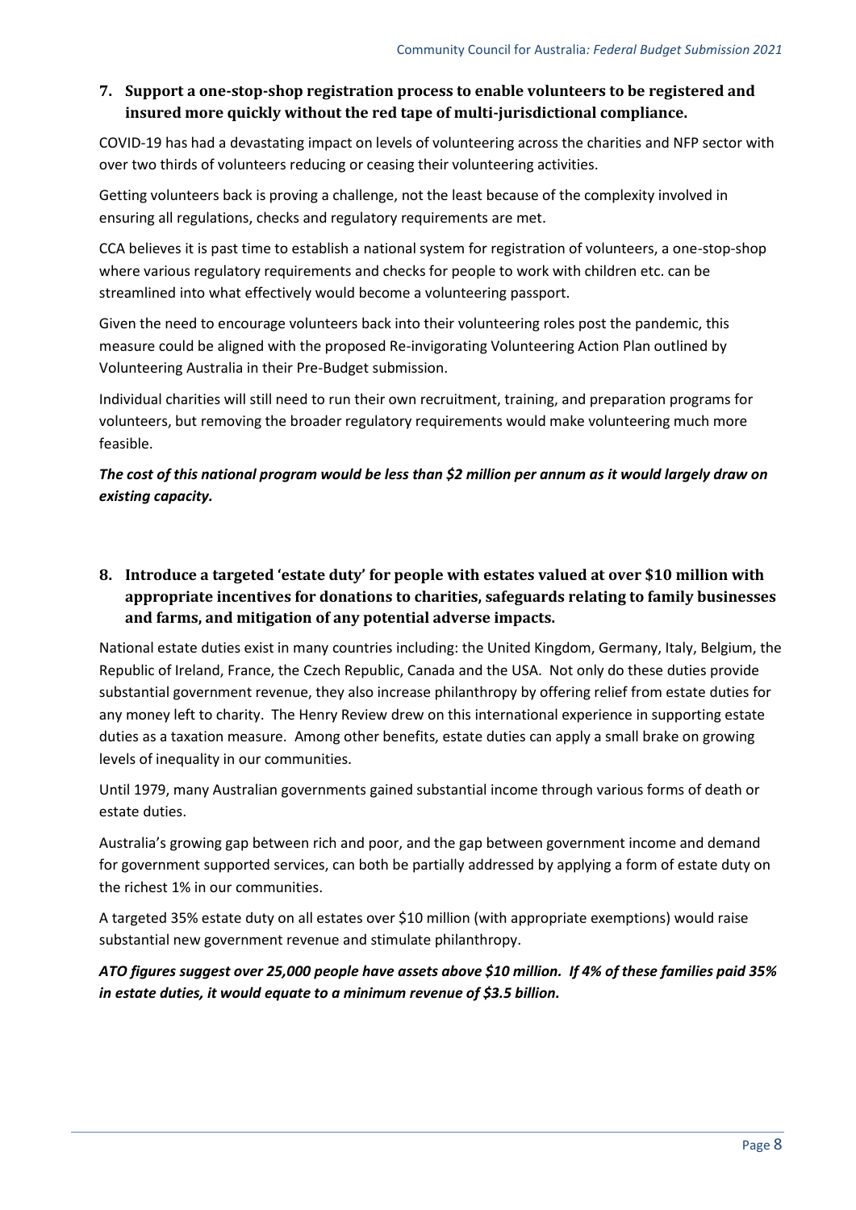## 7. Support a one-stop-shop registration process to enable volunteers to be registered and insured more quickly without the red tape of multi-jurisdictional compliance.

COVID-19 has had a devastating impact on levels of volunteering across the charities and NFP sector with over two thirds of volunteers reducing or ceasing their volunteering activities.

Getting volunteers back is proving a challenge, not the least because of the complexity involved in ensuring all regulations, checks and regulatory requirements are met.

CCA believes it is past time to establish a national system for registration of volunteers, a one-stop-shop where various regulatory requirements and checks for people to work with children etc. can be streamlined into what effectively would become a volunteering passport.

Given the need to encourage volunteers back into their volunteering roles post the pandemic, this measure could be aligned with the proposed Re-invigorating Volunteering Action Plan outlined by Volunteering Australia in their Pre-Budget submission.

Individual charities will still need to run their own recruitment, training, and preparation programs for volunteers, but removing the broader regulatory requirements would make volunteering much more feasible.

***The cost of this national program would be less than $2 million per annum as it would largely draw on existing capacity.***

## 8. Introduce a targeted 'estate duty' for people with estates valued at over $10 million with appropriate incentives for donations to charities, safeguards relating to family businesses and farms, and mitigation of any potential adverse impacts.

National estate duties exist in many countries including: the United Kingdom, Germany, Italy, Belgium, the Republic of Ireland, France, the Czech Republic, Canada and the USA. Not only do these duties provide substantial government revenue, they also increase philanthropy by offering relief from estate duties for any money left to charity. The Henry Review drew on this international experience in supporting estate duties as a taxation measure. Among other benefits, estate duties can apply a small brake on growing levels of inequality in our communities.

Until 1979, many Australian governments gained substantial income through various forms of death or estate duties.

Australia's growing gap between rich and poor, and the gap between government income and demand for government supported services, can both be partially addressed by applying a form of estate duty on the richest 1% in our communities.

A targeted 35% estate duty on all estates over $10 million (with appropriate exemptions) would raise substantial new government revenue and stimulate philanthropy.

***ATO figures suggest over 25,000 people have assets above $10 million. If 4% of these families paid 35% in estate duties, it would equate to a minimum revenue of $3.5 billion.***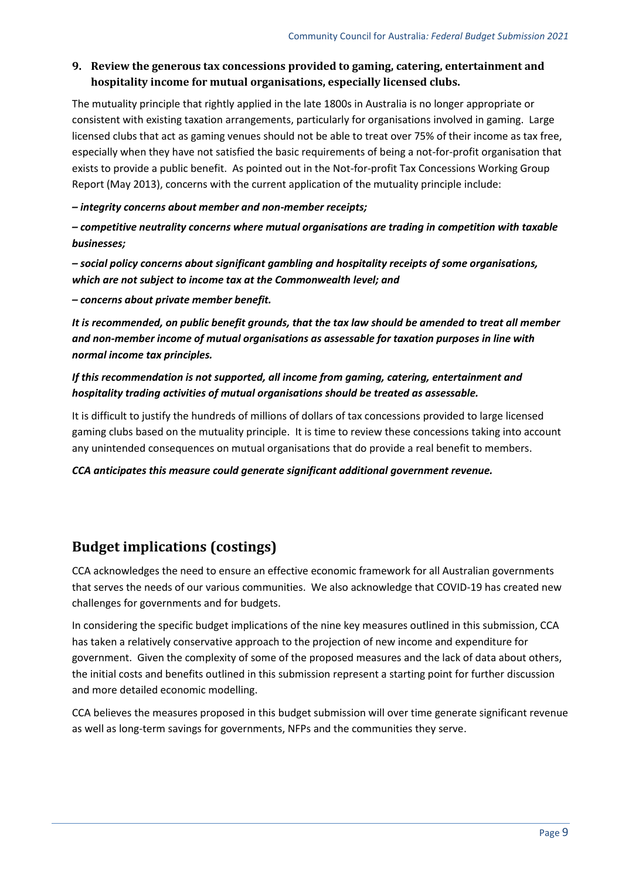## 9. Review the generous tax concessions provided to gaming, catering, entertainment and hospitality income for mutual organisations, especially licensed clubs.

The mutuality principle that rightly applied in the late 1800s in Australia is no longer appropriate or consistent with existing taxation arrangements, particularly for organisations involved in gaming. Large licensed clubs that act as gaming venues should not be able to treat over 75% of their income as tax free, especially when they have not satisfied the basic requirements of being a not-for-profit organisation that exists to provide a public benefit. As pointed out in the Not-for-profit Tax Concessions Working Group Report (May 2013), concerns with the current application of the mutuality principle include:

***– integrity concerns about member and non-member receipts;***

***– competitive neutrality concerns where mutual organisations are trading in competition with taxable businesses;***

***– social policy concerns about significant gambling and hospitality receipts of some organisations, which are not subject to income tax at the Commonwealth level; and***

***– concerns about private member benefit.***

***It is recommended, on public benefit grounds, that the tax law should be amended to treat all member and non-member income of mutual organisations as assessable for taxation purposes in line with normal income tax principles.***

***If this recommendation is not supported, all income from gaming, catering, entertainment and hospitality trading activities of mutual organisations should be treated as assessable.***

It is difficult to justify the hundreds of millions of dollars of tax concessions provided to large licensed gaming clubs based on the mutuality principle. It is time to review these concessions taking into account any unintended consequences on mutual organisations that do provide a real benefit to members.

***CCA anticipates this measure could generate significant additional government revenue.***

# Budget implications (costings)

CCA acknowledges the need to ensure an effective economic framework for all Australian governments that serves the needs of our various communities. We also acknowledge that COVID-19 has created new challenges for governments and for budgets.

In considering the specific budget implications of the nine key measures outlined in this submission, CCA has taken a relatively conservative approach to the projection of new income and expenditure for government. Given the complexity of some of the proposed measures and the lack of data about others, the initial costs and benefits outlined in this submission represent a starting point for further discussion and more detailed economic modelling.

CCA believes the measures proposed in this budget submission will over time generate significant revenue as well as long-term savings for governments, NFPs and the communities they serve.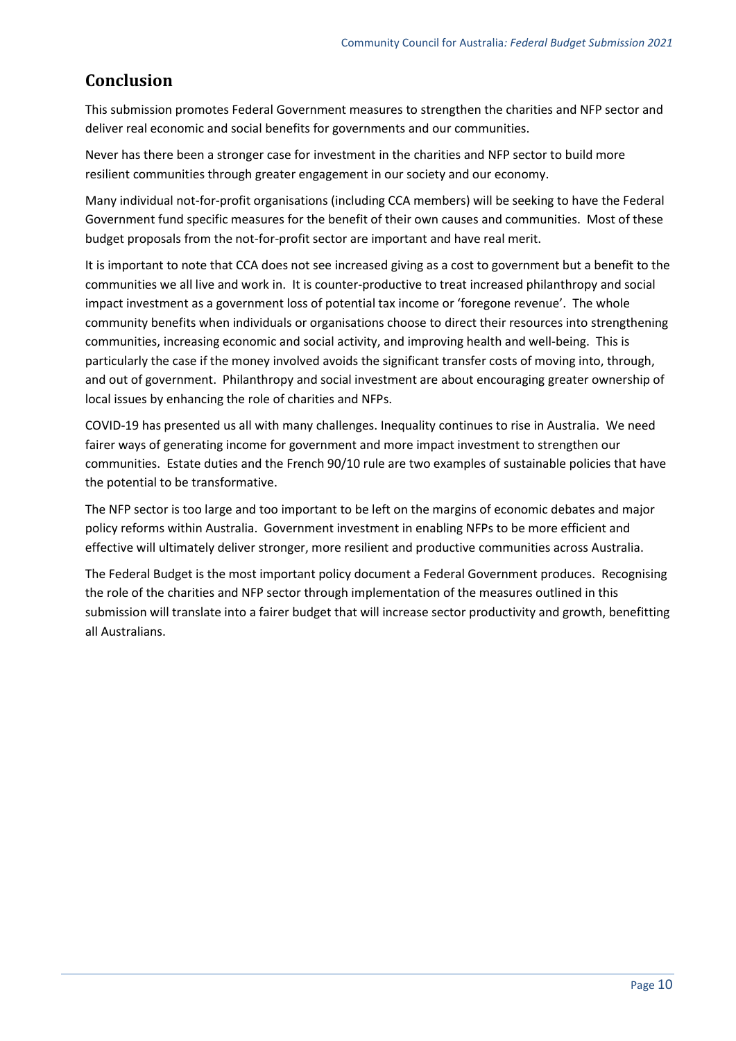## Conclusion

This submission promotes Federal Government measures to strengthen the charities and NFP sector and deliver real economic and social benefits for governments and our communities.

Never has there been a stronger case for investment in the charities and NFP sector to build more resilient communities through greater engagement in our society and our economy.

Many individual not-for-profit organisations (including CCA members) will be seeking to have the Federal Government fund specific measures for the benefit of their own causes and communities. Most of these budget proposals from the not-for-profit sector are important and have real merit.

It is important to note that CCA does not see increased giving as a cost to government but a benefit to the communities we all live and work in. It is counter-productive to treat increased philanthropy and social impact investment as a government loss of potential tax income or 'foregone revenue'. The whole community benefits when individuals or organisations choose to direct their resources into strengthening communities, increasing economic and social activity, and improving health and well-being. This is particularly the case if the money involved avoids the significant transfer costs of moving into, through, and out of government. Philanthropy and social investment are about encouraging greater ownership of local issues by enhancing the role of charities and NFPs.

COVID-19 has presented us all with many challenges. Inequality continues to rise in Australia. We need fairer ways of generating income for government and more impact investment to strengthen our communities. Estate duties and the French 90/10 rule are two examples of sustainable policies that have the potential to be transformative.

The NFP sector is too large and too important to be left on the margins of economic debates and major policy reforms within Australia. Government investment in enabling NFPs to be more efficient and effective will ultimately deliver stronger, more resilient and productive communities across Australia.

The Federal Budget is the most important policy document a Federal Government produces. Recognising the role of the charities and NFP sector through implementation of the measures outlined in this submission will translate into a fairer budget that will increase sector productivity and growth, benefitting all Australians.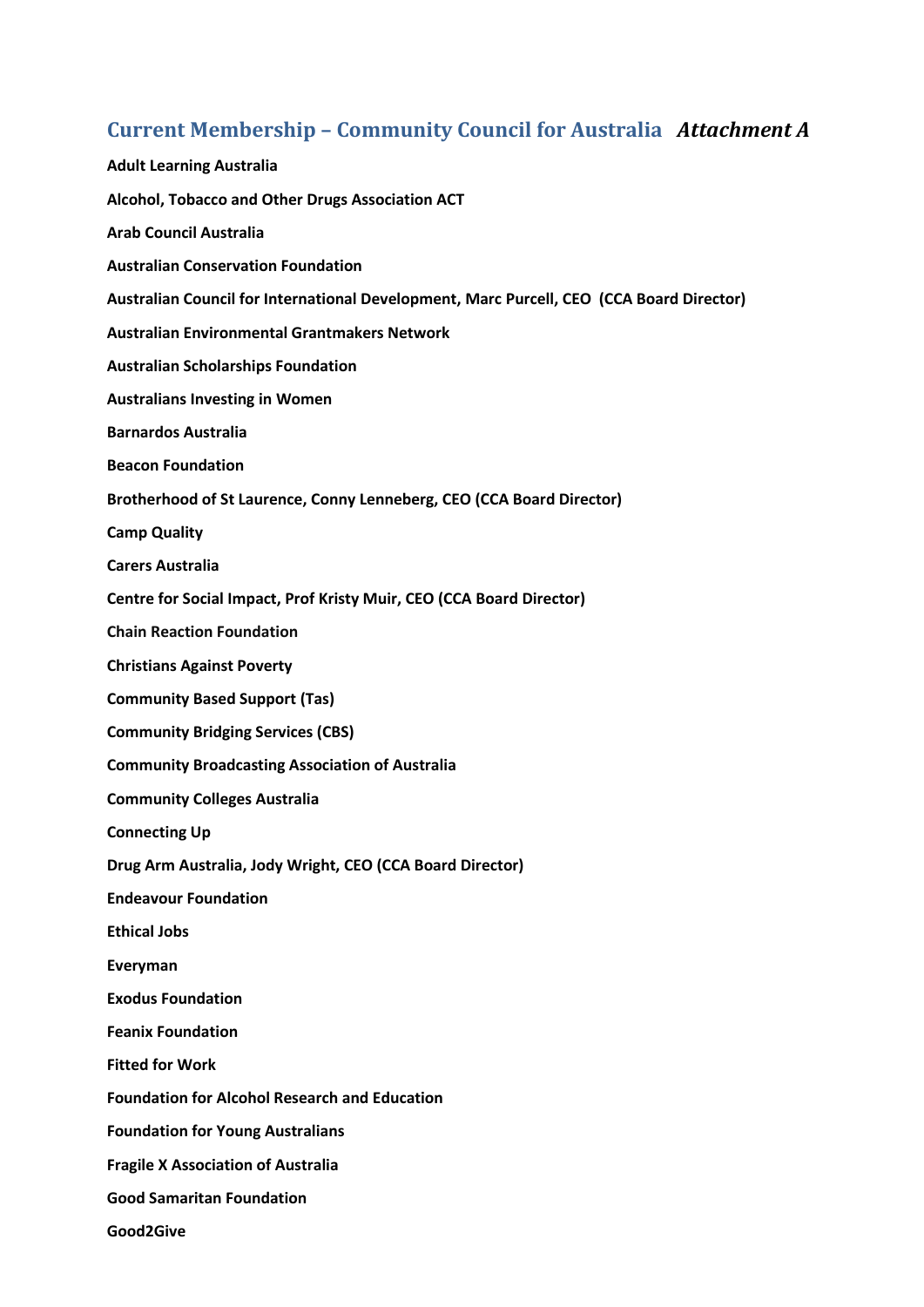## Current Membership – Community Council for Australia *Attachment A*

**Adult Learning Australia**

**Alcohol, Tobacco and Other Drugs Association ACT**

**Arab Council Australia**

**Australian Conservation Foundation**

**Australian Council for International Development, Marc Purcell, CEO (CCA Board Director)**

**Australian Environmental Grantmakers Network**

**Australian Scholarships Foundation**

**Australians Investing in Women**

**Barnardos Australia**

**Beacon Foundation**

**Brotherhood of St Laurence, Conny Lenneberg, CEO (CCA Board Director)**

**Camp Quality**

**Carers Australia**

**Centre for Social Impact, Prof Kristy Muir, CEO (CCA Board Director)**

**Chain Reaction Foundation**

**Christians Against Poverty**

**Community Based Support (Tas)**

**Community Bridging Services (CBS)**

**Community Broadcasting Association of Australia**

**Community Colleges Australia**

**Connecting Up**

**Drug Arm Australia, Jody Wright, CEO (CCA Board Director)**

**Endeavour Foundation**

**Ethical Jobs**

**Everyman**

**Exodus Foundation**

**Feanix Foundation**

**Fitted for Work**

**Foundation for Alcohol Research and Education**

**Foundation for Young Australians**

**Fragile X Association of Australia**

**Good Samaritan Foundation**

**Good2Give**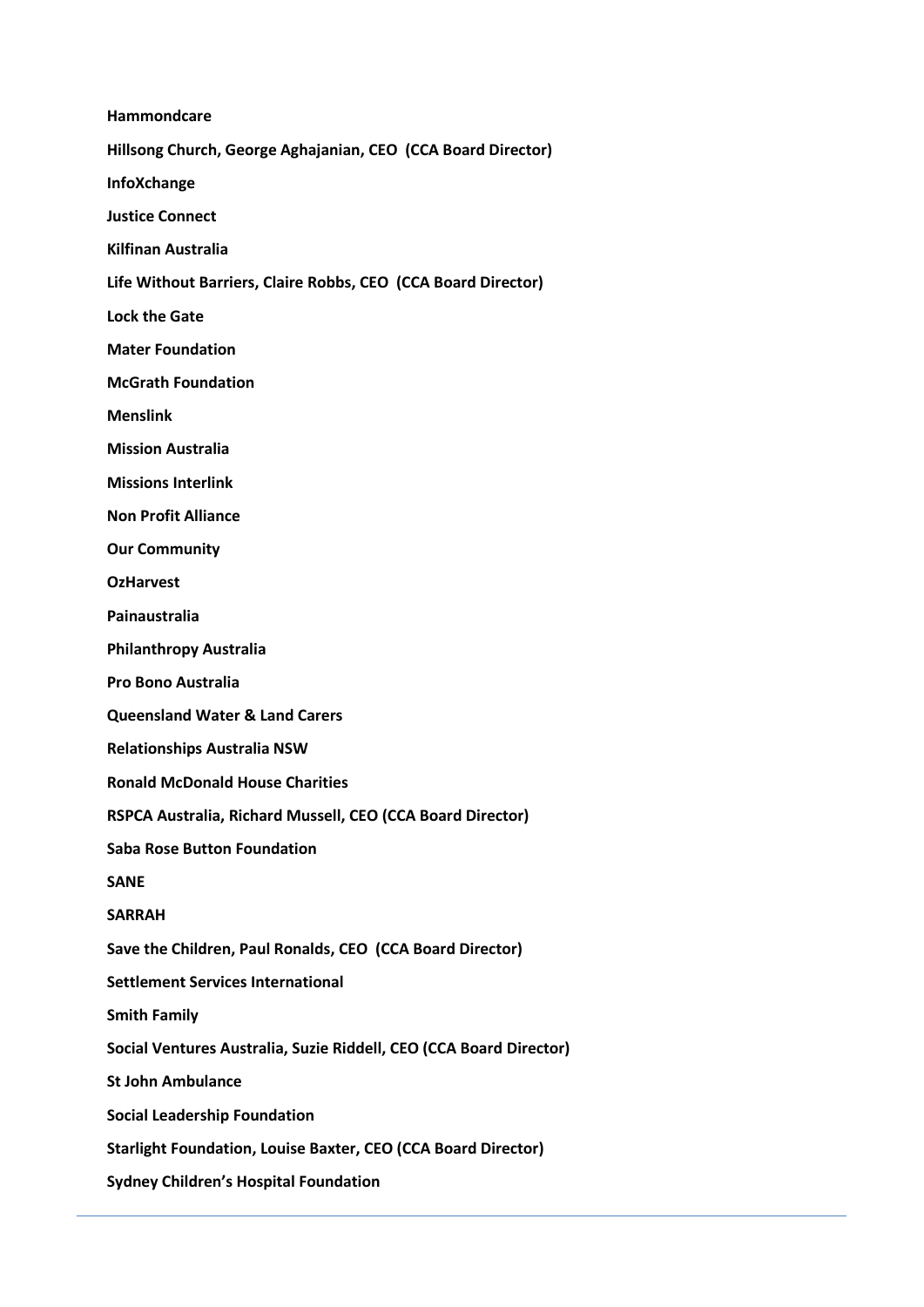**Hammondcare**

**Hillsong Church, George Aghajanian, CEO (CCA Board Director)**

**InfoXchange**

**Justice Connect**

**Kilfinan Australia**

**Life Without Barriers, Claire Robbs, CEO (CCA Board Director)**

**Lock the Gate**

**Mater Foundation**

**McGrath Foundation**

**Menslink**

**Mission Australia**

**Missions Interlink**

**Non Profit Alliance**

**Our Community**

**OzHarvest**

**Painaustralia**

**Philanthropy Australia**

**Pro Bono Australia**

**Queensland Water & Land Carers**

**Relationships Australia NSW**

**Ronald McDonald House Charities**

**RSPCA Australia, Richard Mussell, CEO (CCA Board Director)**

**Saba Rose Button Foundation**

**SANE**

**SARRAH**

**Save the Children, Paul Ronalds, CEO (CCA Board Director)**

**Settlement Services International**

**Smith Family**

**Social Ventures Australia, Suzie Riddell, CEO (CCA Board Director)**

**St John Ambulance**

**Social Leadership Foundation**

**Starlight Foundation, Louise Baxter, CEO (CCA Board Director)**

**Sydney Children's Hospital Foundation**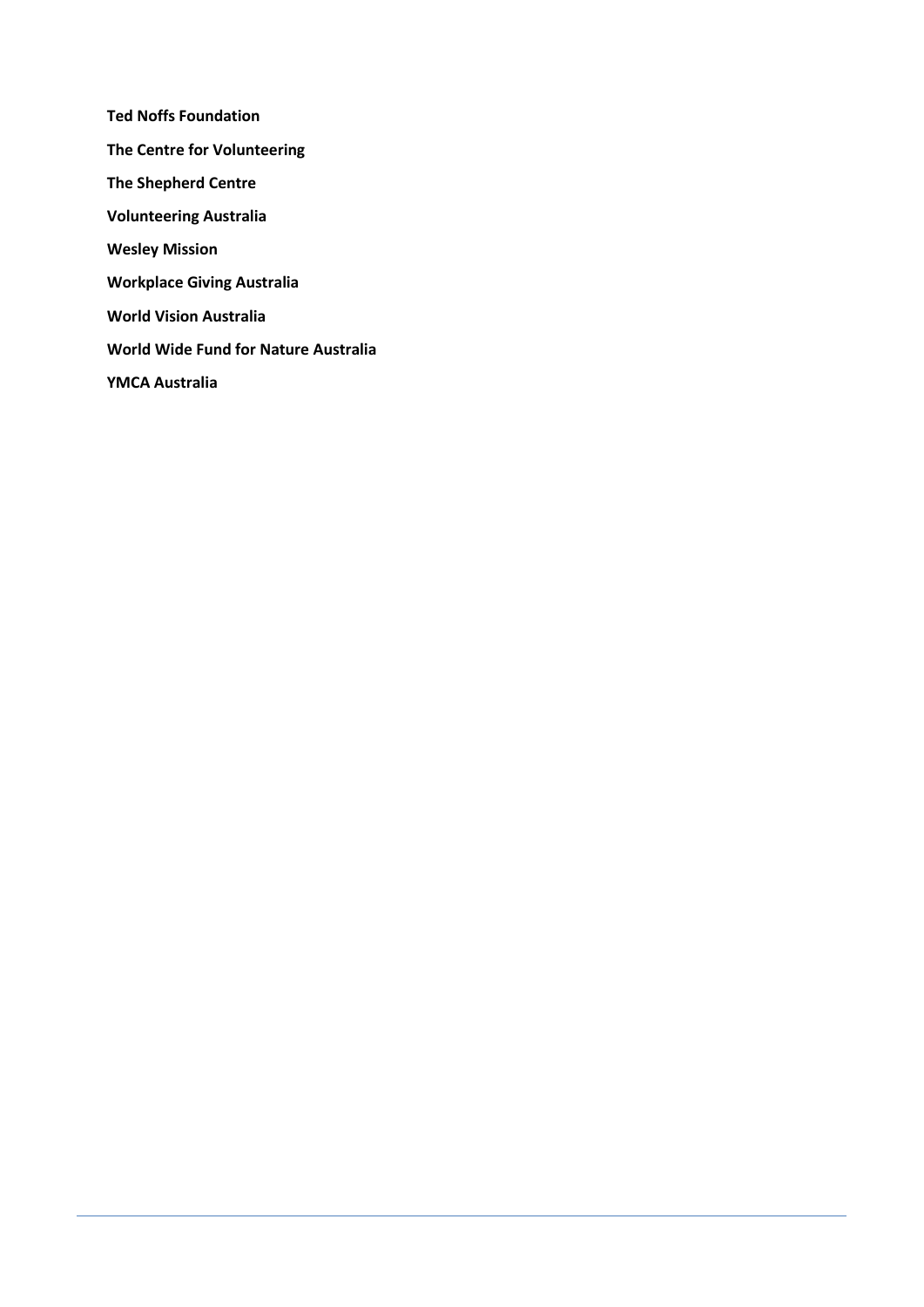**Ted Noffs Foundation**

**The Centre for Volunteering**

**The Shepherd Centre**

**Volunteering Australia**

**Wesley Mission**

**Workplace Giving Australia**

**World Vision Australia**

**World Wide Fund for Nature Australia**

**YMCA Australia**